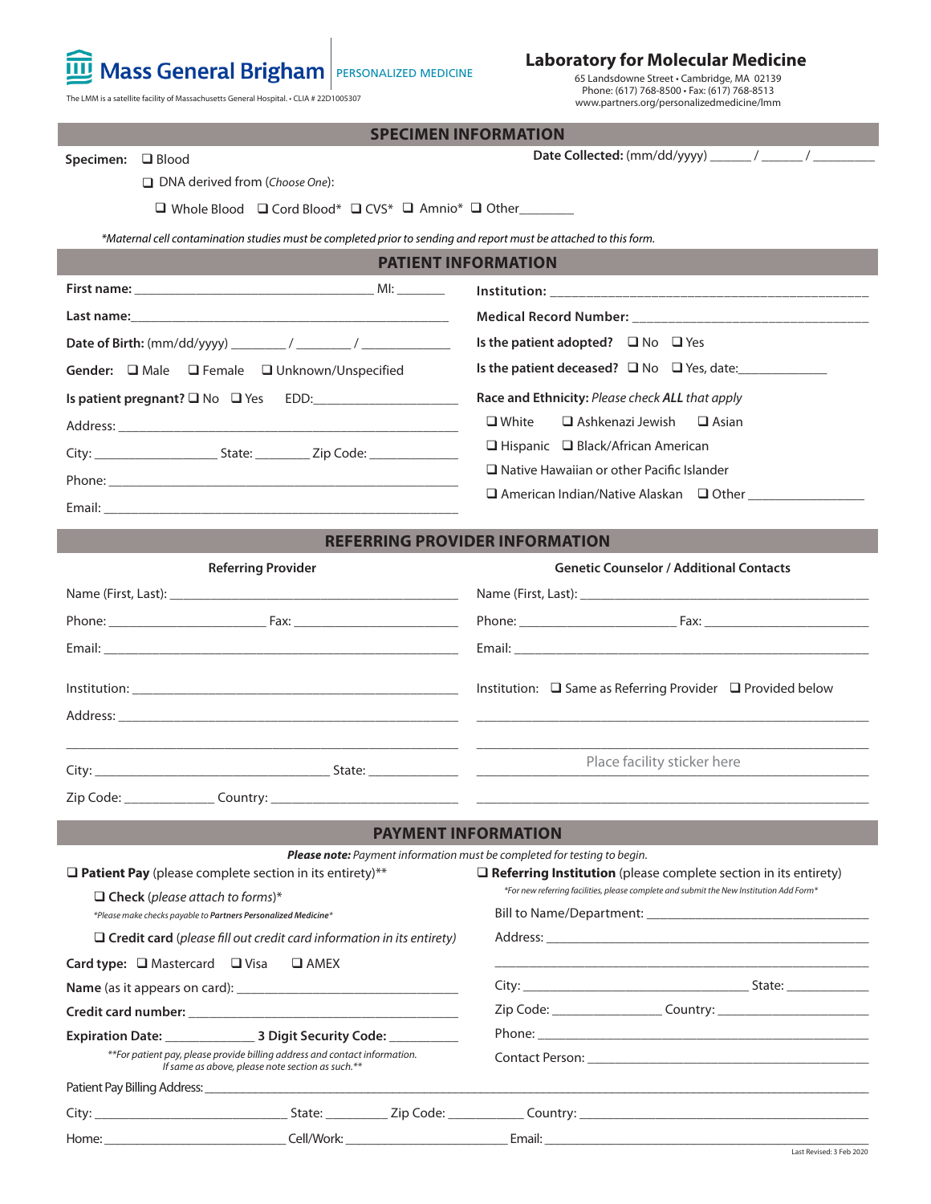Mass General Brigham | PERSONALIZED MEDICINE

The LMM is a satellite facility of Massachusetts General Hospital. • CLIA # 22D1005307

**Laboratory for Molecular Medicine**
65 Landsdowne Street • Cambridge, MA 02139
Phone: (617) 768-8500 • Fax: (617) 768-8513
www.partners.org/personalizedmedicine/lmm

## SPECIMEN INFORMATION

**Specimen:** ❑ Blood

❑ DNA derived from (*Choose One*):

❑ Whole Blood ❑ Cord Blood* ❑ CVS* ❑ Amnio* ❑ Other________

**Date Collected:** (mm/dd/yyyy) ______ / ______ / _________

*\*Maternal cell contamination studies must be completed prior to sending and report must be attached to this form.*

## PATIENT INFORMATION

**First name:** ___________________________________ MI: _______

**Last name:**_____________________________________________

**Date of Birth:** (mm/dd/yyyy) ________ / ________ / _____________

**Gender:** ❑ Male ❑ Female ❑ Unknown/Unspecified

**Is patient pregnant?** ❑ No ❑ Yes EDD:_____________________

Address: __________________________________________________

City: _________________ State: ________ Zip Code: _____________

Phone: ___________________________________________________

Email: ___________________________________________________

**Institution:** ____________________________________________

**Medical Record Number:** __________________________________

**Is the patient adopted?** ❑ No ❑ Yes

**Is the patient deceased?** ❑ No ❑ Yes, date:_____________

**Race and Ethnicity:** *Please check **ALL** that apply*

❑ White ❑ Ashkenazi Jewish ❑ Asian

❑ Hispanic ❑ Black/African American

❑ Native Hawaiian or other Pacific Islander

❑ American Indian/Native Alaskan ❑ Other ________________

## REFERRING PROVIDER INFORMATION

**Referring Provider**

Name (First, Last): ________________________________________

Phone: _______________________ Fax: ________________________

Email: __________________________________________________

Institution: _______________________________________________

Address: _________________________________________________

_________________________________________________________

City: __________________________________ State: ____________

Zip Code: _____________ Country: __________________________

**Genetic Counselor / Additional Contacts**

Name (First, Last): ________________________________________

Phone: _______________________ Fax: ________________________

Email: __________________________________________________

Institution: ❑ Same as Referring Provider ❑ Provided below

_________________________________________________________

_________________________________________________________

Place facility sticker here

_________________________________________________________

## PAYMENT INFORMATION

***Please note:** Payment information must be completed for testing to begin.*

❑ **Patient Pay** (please complete section in its entirety)**

❑ **Check** (*please attach to forms*)*

*\*Please make checks payable to **Partners Personalized Medicine**\**

❑ **Credit card** (*please fill out credit card information in its entirety*)

**Card type:** ❑ Mastercard ❑ Visa ❑ AMEX

**Name** (as it appears on card): ___________________________

**Credit card number:** ____________________________________

**Expiration Date:** _____________ **3 Digit Security Code:** __________

*\*\*For patient pay, please provide billing address and contact information. If same as above, please note section as such.\*\**

❑ **Referring Institution** (please complete section in its entirety)

*\*For new referring facilities, please complete and submit the New Institution Add Form\**

Bill to Name/Department: ____________________________________

Address: _________________________________________________

_________________________________________________________

City: _________________________________ State: ____________

Zip Code: _______________ Country: _______________________

Phone: __________________________________________________

Contact Person: ___________________________________________

Patient Pay Billing Address: ______________________________________________________________________________

City: ___________________________ State: _________ Zip Code: ___________ Country: ____________________________

Home: __________________________ Cell/Work: ______________________ Email: ______________________________

Last Revised: 3 Feb 2020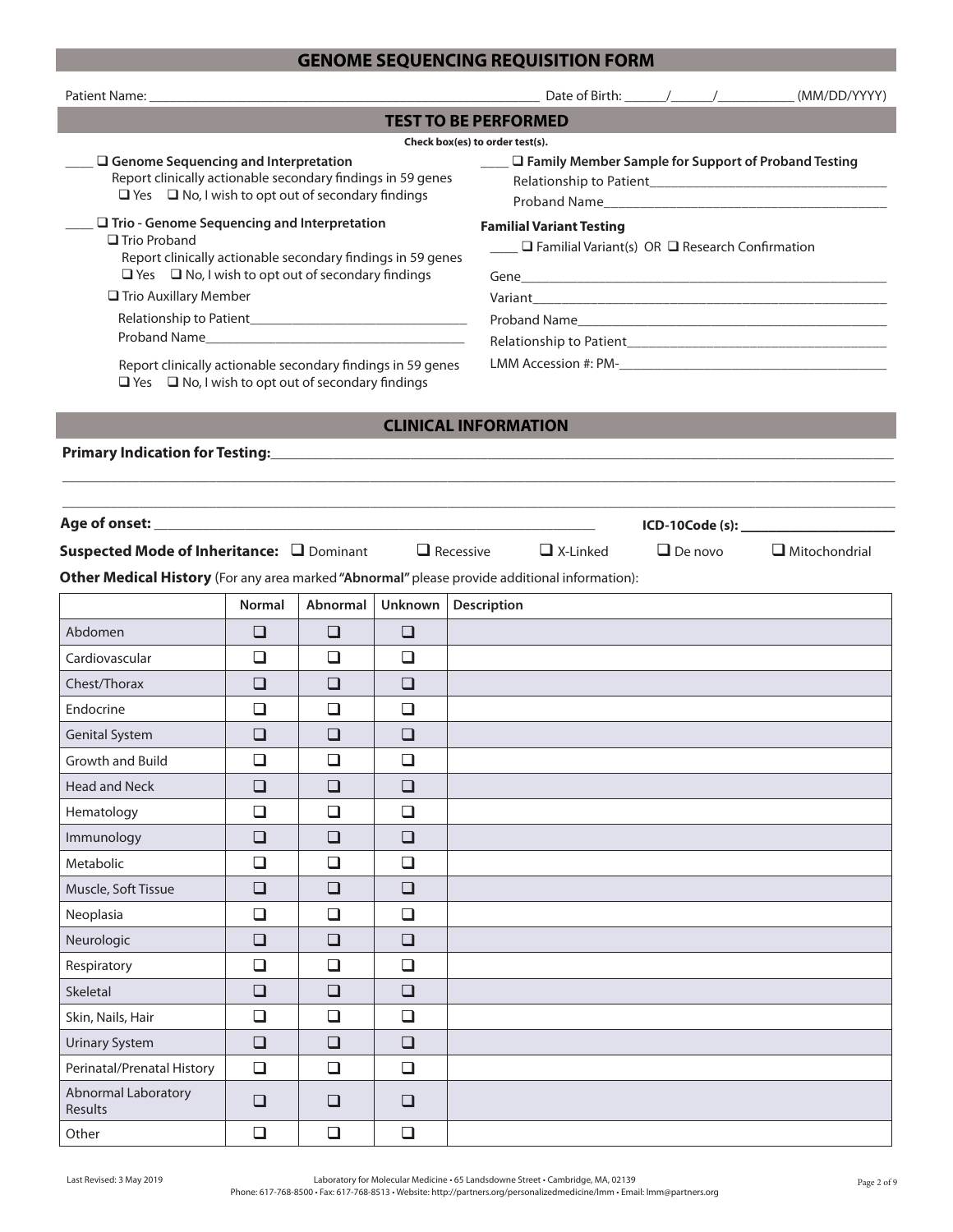# GENOME SEQUENCING REQUISITION FORM

Patient Name: ____________________________________________ Date of Birth: ______/______/__________ (MM/DD/YYYY)

## TEST TO BE PERFORMED

**Check box(es) to order test(s).**

____ ☐ **Genome Sequencing and Interpretation**
Report clinically actionable secondary findings in 59 genes
☐ Yes ☐ No, I wish to opt out of secondary findings

____ ☐ **Trio - Genome Sequencing and Interpretation**
☐ Trio Proband
Report clinically actionable secondary findings in 59 genes
☐ Yes ☐ No, I wish to opt out of secondary findings
☐ Trio Auxillary Member
Relationship to Patient______________________________
Proband Name______________________________
Report clinically actionable secondary findings in 59 genes
☐ Yes ☐ No, I wish to opt out of secondary findings

____ ☐ **Family Member Sample for Support of Proband Testing**
Relationship to Patient______________________________
Proband Name______________________________

**Familial Variant Testing**
____ ☐ Familial Variant(s) OR ☐ Research Confirmation
Gene______________________________
Variant______________________________
Proband Name______________________________
Relationship to Patient______________________________
LMM Accession #: PM-______________________________

## CLINICAL INFORMATION

**Primary Indication for Testing:**______________________________________________________________
______________________________________________________________________________________
______________________________________________________________________________________

**Age of onset:** ______________________________ **ICD-10Code (s):** ______________________

**Suspected Mode of Inheritance:** ☐ Dominant ☐ Recessive ☐ X-Linked ☐ De novo ☐ Mitochondrial

**Other Medical History** (For any area marked **"Abnormal"** please provide additional information):

| | Normal | Abnormal | Unknown | Description |
|---|---|---|---|---|
| Abdomen | ☐ | ☐ | ☐ | |
| Cardiovascular | ☐ | ☐ | ☐ | |
| Chest/Thorax | ☐ | ☐ | ☐ | |
| Endocrine | ☐ | ☐ | ☐ | |
| Genital System | ☐ | ☐ | ☐ | |
| Growth and Build | ☐ | ☐ | ☐ | |
| Head and Neck | ☐ | ☐ | ☐ | |
| Hematology | ☐ | ☐ | ☐ | |
| Immunology | ☐ | ☐ | ☐ | |
| Metabolic | ☐ | ☐ | ☐ | |
| Muscle, Soft Tissue | ☐ | ☐ | ☐ | |
| Neoplasia | ☐ | ☐ | ☐ | |
| Neurologic | ☐ | ☐ | ☐ | |
| Respiratory | ☐ | ☐ | ☐ | |
| Skeletal | ☐ | ☐ | ☐ | |
| Skin, Nails, Hair | ☐ | ☐ | ☐ | |
| Urinary System | ☐ | ☐ | ☐ | |
| Perinatal/Prenatal History | ☐ | ☐ | ☐ | |
| Abnormal Laboratory Results | ☐ | ☐ | ☐ | |
| Other | ☐ | ☐ | ☐ | |

Last Revised: 3 May 2019

Laboratory for Molecular Medicine • 65 Landsdowne Street • Cambridge, MA, 02139
Phone: 617-768-8500 • Fax: 617-768-8513 • Website: http://partners.org/personalizedmedicine/lmm • Email: lmm@partners.org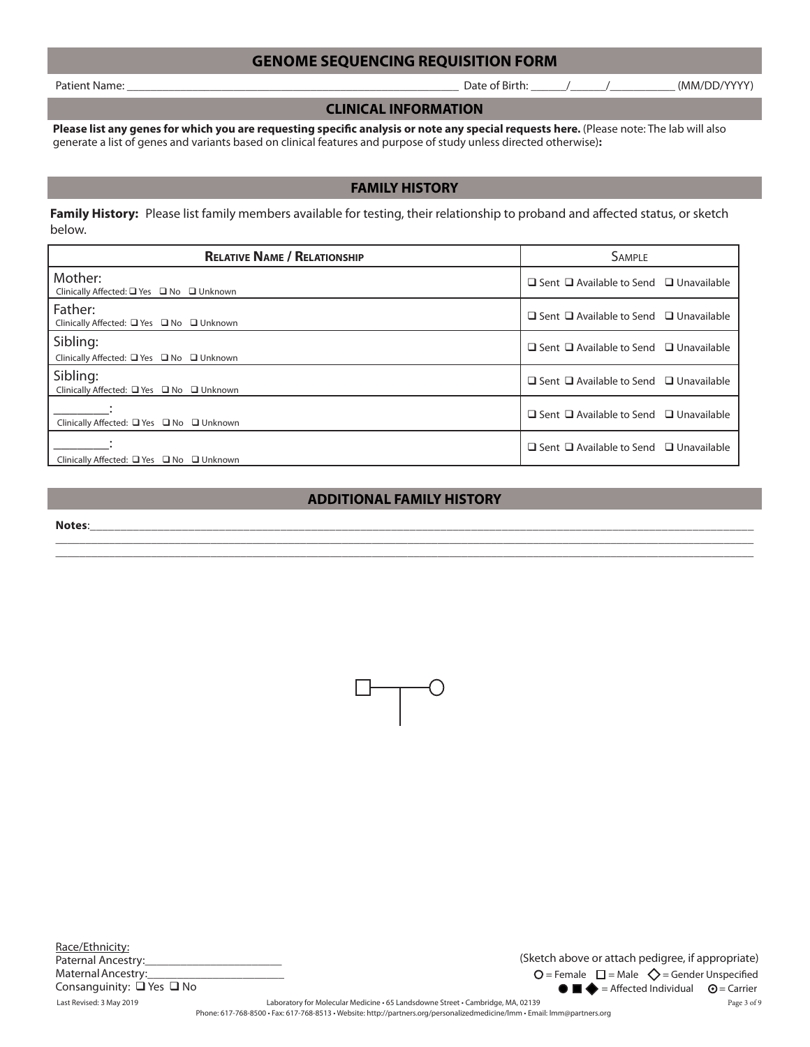# GENOME SEQUENCING REQUISITION FORM

Patient Name: ________________________________________ Date of Birth: _____/_____/__________ (MM/DD/YYYY)

## CLINICAL INFORMATION

**Please list any genes for which you are requesting specific analysis or note any special requests here.** (Please note: The lab will also generate a list of genes and variants based on clinical features and purpose of study unless directed otherwise)**:**

## FAMILY HISTORY

**Family History:** Please list family members available for testing, their relationship to proband and affected status, or sketch below.

| Relative Name / Relationship | Sample |
|---|---|
| Mother: Clinically Affected: ❑ Yes ❑ No ❑ Unknown | ❑ Sent ❑ Available to Send ❑ Unavailable |
| Father: Clinically Affected: ❑ Yes ❑ No ❑ Unknown | ❑ Sent ❑ Available to Send ❑ Unavailable |
| Sibling: Clinically Affected: ❑ Yes ❑ No ❑ Unknown | ❑ Sent ❑ Available to Send ❑ Unavailable |
| Sibling: Clinically Affected: ❑ Yes ❑ No ❑ Unknown | ❑ Sent ❑ Available to Send ❑ Unavailable |
| ________: Clinically Affected: ❑ Yes ❑ No ❑ Unknown | ❑ Sent ❑ Available to Send ❑ Unavailable |
| ________: Clinically Affected: ❑ Yes ❑ No ❑ Unknown | ❑ Sent ❑ Available to Send ❑ Unavailable |

## ADDITIONAL FAMILY HISTORY

**Notes**:____________________________________________________________________________
______________________________________________________________________________________
______________________________________________________________________________________

Race/Ethnicity:
Paternal Ancestry:______________________
Maternal Ancestry:______________________
Consanguinity: ❑ Yes ❑ No

(Sketch above or attach pedigree, if appropriate)
○ = Female □ = Male ◇ = Gender Unspecified
● ■ ◆ = Affected Individual ⊙ = Carrier

Last Revised: 3 May 2019

Laboratory for Molecular Medicine • 65 Landsdowne Street • Cambridge, MA, 02139
Phone: 617-768-8500 • Fax: 617-768-8513 • Website: http://partners.org/personalizedmedicine/lmm • Email: lmm@partners.org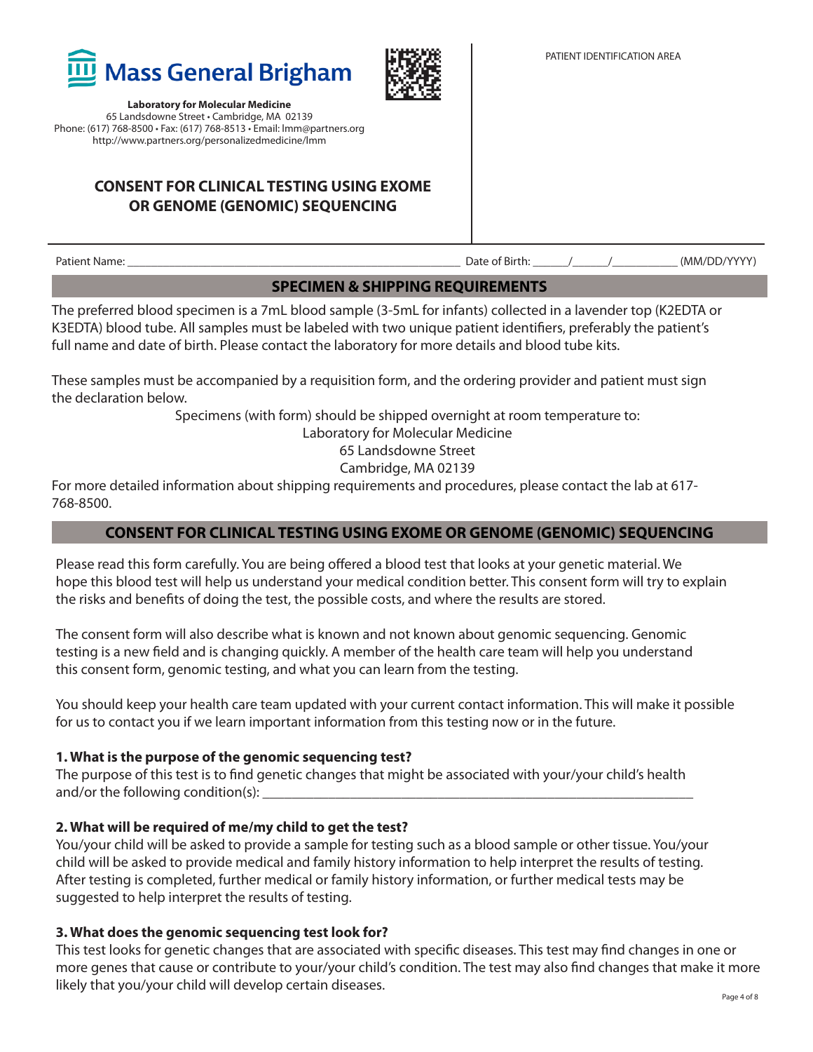**Mass General Brigham**

**Laboratory for Molecular Medicine**
65 Landsdowne Street • Cambridge, MA 02139
Phone: (617) 768-8500 • Fax: (617) 768-8513 • Email: lmm@partners.org
http://www.partners.org/personalizedmedicine/lmm

PATIENT IDENTIFICATION AREA

# CONSENT FOR CLINICAL TESTING USING EXOME OR GENOME (GENOMIC) SEQUENCING

Patient Name: ______________________________________________ Date of Birth: ______/______/__________ (MM/DD/YYYY)

## SPECIMEN & SHIPPING REQUIREMENTS

The preferred blood specimen is a 7mL blood sample (3-5mL for infants) collected in a lavender top (K2EDTA or K3EDTA) blood tube. All samples must be labeled with two unique patient identifiers, preferably the patient's full name and date of birth. Please contact the laboratory for more details and blood tube kits.

These samples must be accompanied by a requisition form, and the ordering provider and patient must sign the declaration below.

Specimens (with form) should be shipped overnight at room temperature to:
Laboratory for Molecular Medicine
65 Landsdowne Street
Cambridge, MA 02139

For more detailed information about shipping requirements and procedures, please contact the lab at 617-768-8500.

## CONSENT FOR CLINICAL TESTING USING EXOME OR GENOME (GENOMIC) SEQUENCING

Please read this form carefully. You are being offered a blood test that looks at your genetic material. We hope this blood test will help us understand your medical condition better. This consent form will try to explain the risks and benefits of doing the test, the possible costs, and where the results are stored.

The consent form will also describe what is known and not known about genomic sequencing. Genomic testing is a new field and is changing quickly. A member of the health care team will help you understand this consent form, genomic testing, and what you can learn from the testing.

You should keep your health care team updated with your current contact information. This will make it possible for us to contact you if we learn important information from this testing now or in the future.

### 1. What is the purpose of the genomic sequencing test?

The purpose of this test is to find genetic changes that might be associated with your/your child's health and/or the following condition(s): ____________________________________________________________

### 2. What will be required of me/my child to get the test?

You/your child will be asked to provide a sample for testing such as a blood sample or other tissue. You/your child will be asked to provide medical and family history information to help interpret the results of testing. After testing is completed, further medical or family history information, or further medical tests may be suggested to help interpret the results of testing.

### 3. What does the genomic sequencing test look for?

This test looks for genetic changes that are associated with specific diseases. This test may find changes in one or more genes that cause or contribute to your/your child's condition. The test may also find changes that make it more likely that you/your child will develop certain diseases.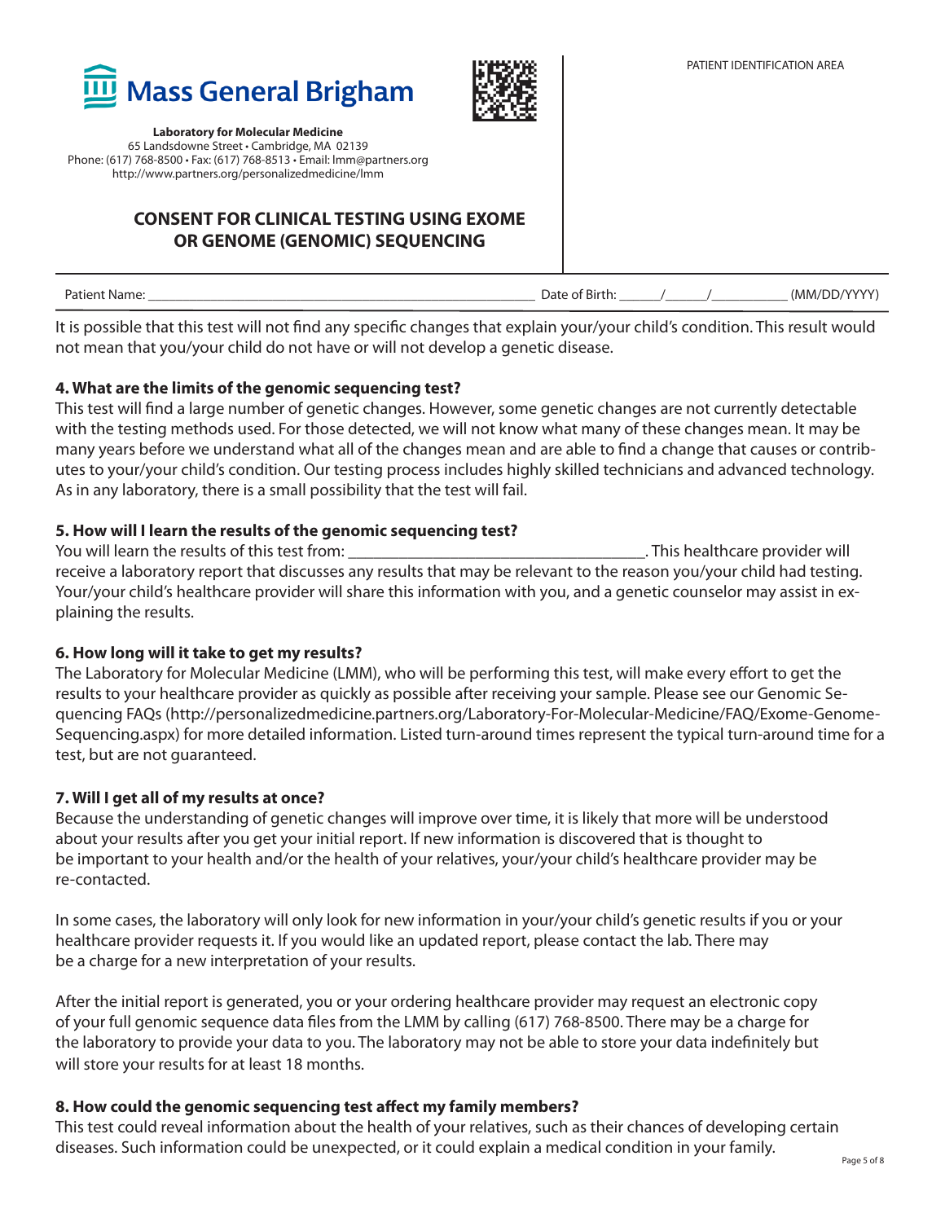It is possible that this test will not find any specific changes that explain your/your child's condition. This result would not mean that you/your child do not have or will not develop a genetic disease.

### 4. What are the limits of the genomic sequencing test?

This test will find a large number of genetic changes. However, some genetic changes are not currently detectable with the testing methods used. For those detected, we will not know what many of these changes mean. It may be many years before we understand what all of the changes mean and are able to find a change that causes or contributes to your/your child's condition. Our testing process includes highly skilled technicians and advanced technology. As in any laboratory, there is a small possibility that the test will fail.

### 5. How will I learn the results of the genomic sequencing test?

You will learn the results of this test from: ____________________________________. This healthcare provider will receive a laboratory report that discusses any results that may be relevant to the reason you/your child had testing. Your/your child's healthcare provider will share this information with you, and a genetic counselor may assist in explaining the results.

### 6. How long will it take to get my results?

The Laboratory for Molecular Medicine (LMM), who will be performing this test, will make every effort to get the results to your healthcare provider as quickly as possible after receiving your sample. Please see our Genomic Sequencing FAQs (http://personalizedmedicine.partners.org/Laboratory-For-Molecular-Medicine/FAQ/Exome-Genome-Sequencing.aspx) for more detailed information. Listed turn-around times represent the typical turn-around time for a test, but are not guaranteed.

### 7. Will I get all of my results at once?

Because the understanding of genetic changes will improve over time, it is likely that more will be understood about your results after you get your initial report. If new information is discovered that is thought to be important to your health and/or the health of your relatives, your/your child's healthcare provider may be re-contacted.

In some cases, the laboratory will only look for new information in your/your child's genetic results if you or your healthcare provider requests it. If you would like an updated report, please contact the lab. There may be a charge for a new interpretation of your results.

After the initial report is generated, you or your ordering healthcare provider may request an electronic copy of your full genomic sequence data files from the LMM by calling (617) 768-8500. There may be a charge for the laboratory to provide your data to you. The laboratory may not be able to store your data indefinitely but will store your results for at least 18 months.

### 8. How could the genomic sequencing test affect my family members?

This test could reveal information about the health of your relatives, such as their chances of developing certain diseases. Such information could be unexpected, or it could explain a medical condition in your family.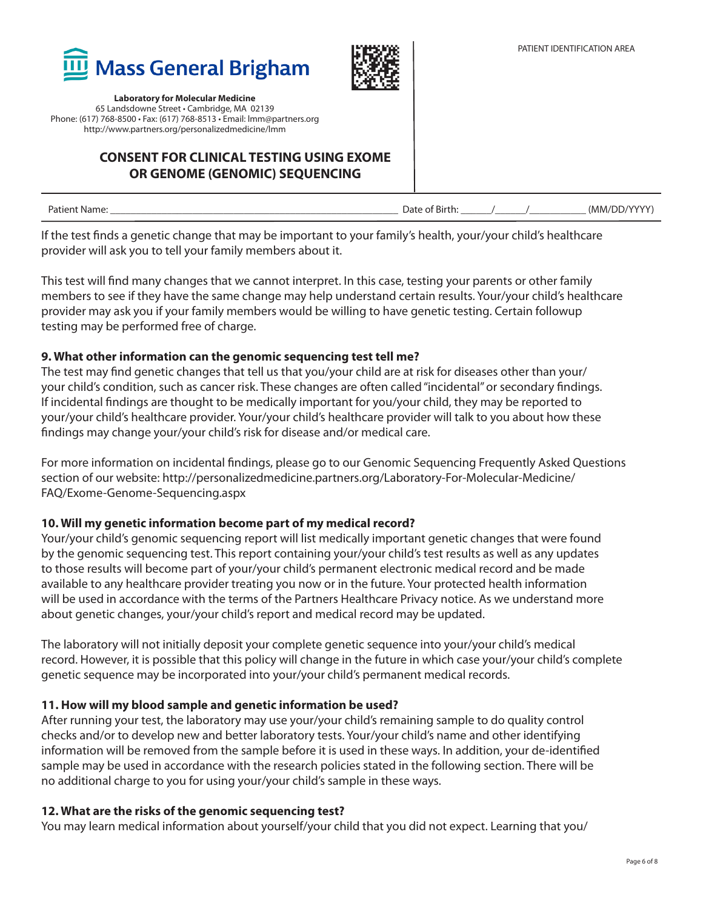If the test finds a genetic change that may be important to your family's health, your/your child's healthcare provider will ask you to tell your family members about it.

This test will find many changes that we cannot interpret. In this case, testing your parents or other family members to see if they have the same change may help understand certain results. Your/your child's healthcare provider may ask you if your family members would be willing to have genetic testing. Certain followup testing may be performed free of charge.

**9. What other information can the genomic sequencing test tell me?**

The test may find genetic changes that tell us that you/your child are at risk for diseases other than your/your child's condition, such as cancer risk. These changes are often called "incidental" or secondary findings. If incidental findings are thought to be medically important for you/your child, they may be reported to your/your child's healthcare provider. Your/your child's healthcare provider will talk to you about how these findings may change your/your child's risk for disease and/or medical care.

For more information on incidental findings, please go to our Genomic Sequencing Frequently Asked Questions section of our website: http://personalizedmedicine.partners.org/Laboratory-For-Molecular-Medicine/FAQ/Exome-Genome-Sequencing.aspx

**10. Will my genetic information become part of my medical record?**

Your/your child's genomic sequencing report will list medically important genetic changes that were found by the genomic sequencing test. This report containing your/your child's test results as well as any updates to those results will become part of your/your child's permanent electronic medical record and be made available to any healthcare provider treating you now or in the future. Your protected health information will be used in accordance with the terms of the Partners Healthcare Privacy notice. As we understand more about genetic changes, your/your child's report and medical record may be updated.

The laboratory will not initially deposit your complete genetic sequence into your/your child's medical record. However, it is possible that this policy will change in the future in which case your/your child's complete genetic sequence may be incorporated into your/your child's permanent medical records.

**11. How will my blood sample and genetic information be used?**

After running your test, the laboratory may use your/your child's remaining sample to do quality control checks and/or to develop new and better laboratory tests. Your/your child's name and other identifying information will be removed from the sample before it is used in these ways. In addition, your de-identified sample may be used in accordance with the research policies stated in the following section. There will be no additional charge to you for using your/your child's sample in these ways.

**12. What are the risks of the genomic sequencing test?**

You may learn medical information about yourself/your child that you did not expect. Learning that you/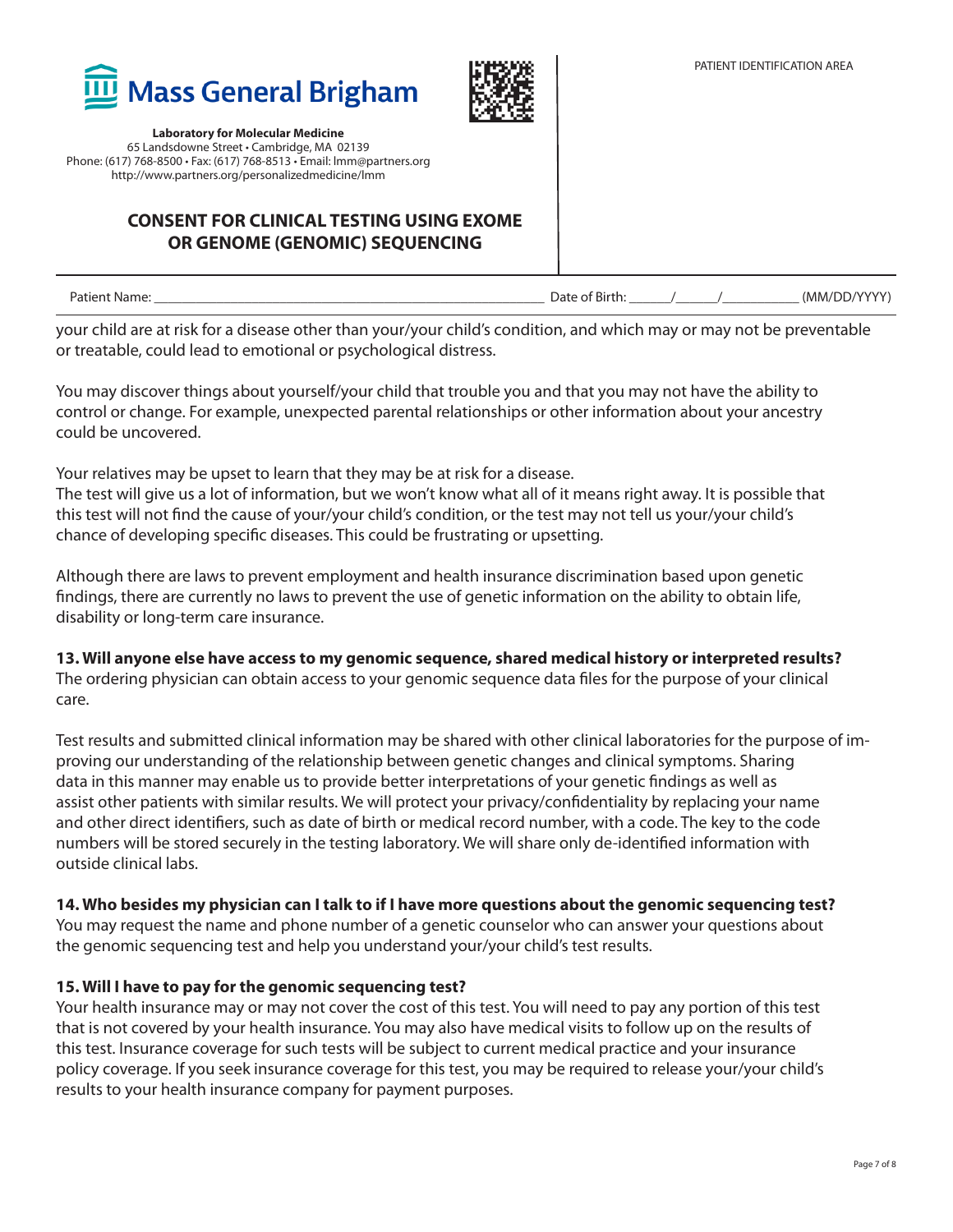your child are at risk for a disease other than your/your child's condition, and which may or may not be preventable or treatable, could lead to emotional or psychological distress.

You may discover things about yourself/your child that trouble you and that you may not have the ability to control or change. For example, unexpected parental relationships or other information about your ancestry could be uncovered.

Your relatives may be upset to learn that they may be at risk for a disease.
The test will give us a lot of information, but we won't know what all of it means right away. It is possible that this test will not find the cause of your/your child's condition, or the test may not tell us your/your child's chance of developing specific diseases. This could be frustrating or upsetting.

Although there are laws to prevent employment and health insurance discrimination based upon genetic findings, there are currently no laws to prevent the use of genetic information on the ability to obtain life, disability or long-term care insurance.

**13. Will anyone else have access to my genomic sequence, shared medical history or interpreted results?**
The ordering physician can obtain access to your genomic sequence data files for the purpose of your clinical care.

Test results and submitted clinical information may be shared with other clinical laboratories for the purpose of improving our understanding of the relationship between genetic changes and clinical symptoms. Sharing data in this manner may enable us to provide better interpretations of your genetic findings as well as assist other patients with similar results. We will protect your privacy/confidentiality by replacing your name and other direct identifiers, such as date of birth or medical record number, with a code. The key to the code numbers will be stored securely in the testing laboratory. We will share only de-identified information with outside clinical labs.

**14. Who besides my physician can I talk to if I have more questions about the genomic sequencing test?**
You may request the name and phone number of a genetic counselor who can answer your questions about the genomic sequencing test and help you understand your/your child's test results.

**15. Will I have to pay for the genomic sequencing test?**
Your health insurance may or may not cover the cost of this test. You will need to pay any portion of this test that is not covered by your health insurance. You may also have medical visits to follow up on the results of this test. Insurance coverage for such tests will be subject to current medical practice and your insurance policy coverage. If you seek insurance coverage for this test, you may be required to release your/your child's results to your health insurance company for payment purposes.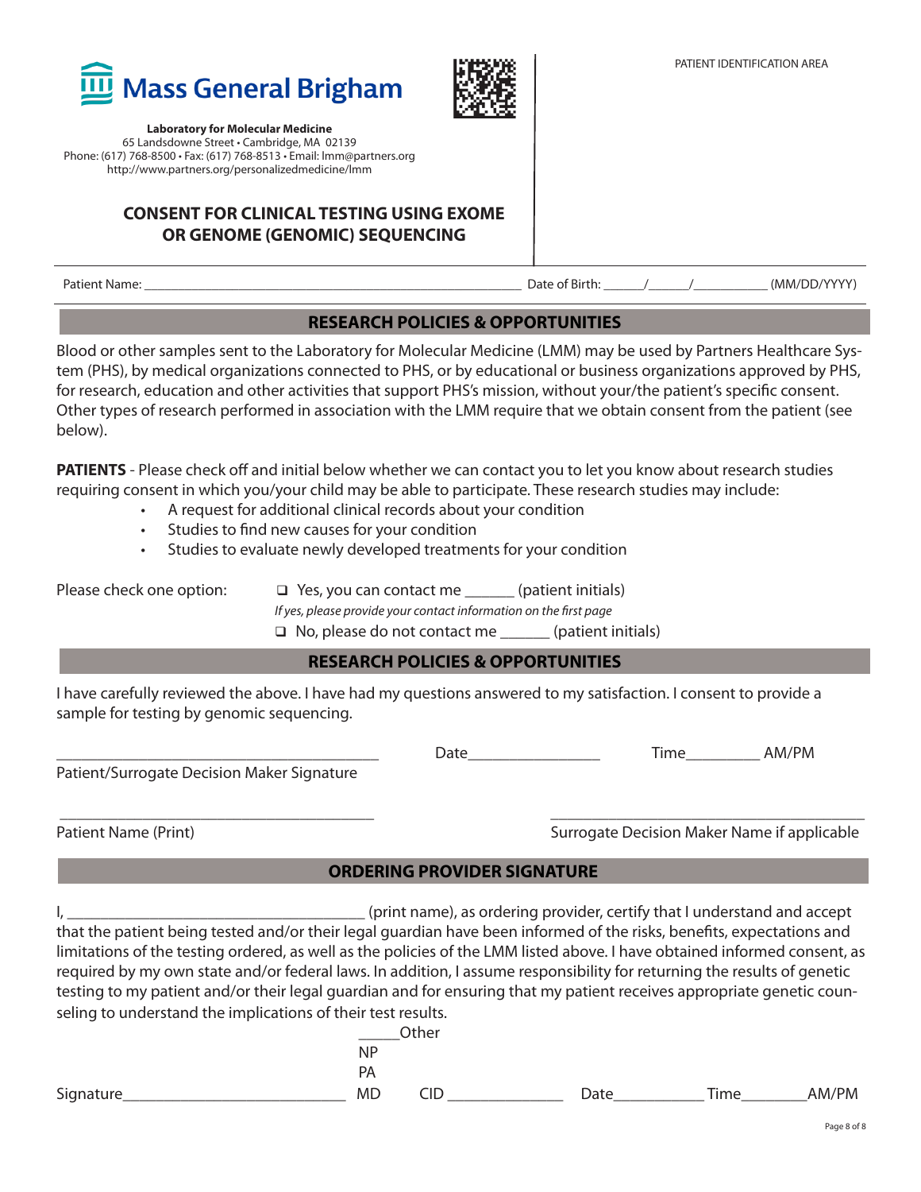**Mass General Brigham**

**Laboratory for Molecular Medicine**
65 Landsdowne Street • Cambridge, MA 02139
Phone: (617) 768-8500 • Fax: (617) 768-8513 • Email: lmm@partners.org
http://www.partners.org/personalizedmedicine/lmm

PATIENT IDENTIFICATION AREA

# CONSENT FOR CLINICAL TESTING USING EXOME OR GENOME (GENOMIC) SEQUENCING

Patient Name: ______________________________ Date of Birth: ____/____/________ (MM/DD/YYYY)

## RESEARCH POLICIES & OPPORTUNITIES

Blood or other samples sent to the Laboratory for Molecular Medicine (LMM) may be used by Partners Healthcare System (PHS), by medical organizations connected to PHS, or by educational or business organizations approved by PHS, for research, education and other activities that support PHS's mission, without your/the patient's specific consent. Other types of research performed in association with the LMM require that we obtain consent from the patient (see below).

**PATIENTS** - Please check off and initial below whether we can contact you to let you know about research studies requiring consent in which you/your child may be able to participate. These research studies may include:

- A request for additional clinical records about your condition
- Studies to find new causes for your condition
- Studies to evaluate newly developed treatments for your condition

Please check one option:

❑ Yes, you can contact me ______ (patient initials)
*If yes, please provide your contact information on the first page*
❑ No, please do not contact me ______ (patient initials)

## RESEARCH POLICIES & OPPORTUNITIES

I have carefully reviewed the above. I have had my questions answered to my satisfaction. I consent to provide a sample for testing by genomic sequencing.

______________________________ Date______________ Time________ AM/PM
Patient/Surrogate Decision Maker Signature

______________________________ ______________________________
Patient Name (Print) Surrogate Decision Maker Name if applicable

## ORDERING PROVIDER SIGNATURE

I, ______________________________ (print name), as ordering provider, certify that I understand and accept that the patient being tested and/or their legal guardian have been informed of the risks, benefits, expectations and limitations of the testing ordered, as well as the policies of the LMM listed above. I have obtained informed consent, as required by my own state and/or federal laws. In addition, I assume responsibility for returning the results of genetic testing to my patient and/or their legal guardian and for ensuring that my patient receives appropriate genetic counseling to understand the implications of their test results.

Signature______________________ MD PA NP _____Other CID ____________ Date__________ Time________AM/PM